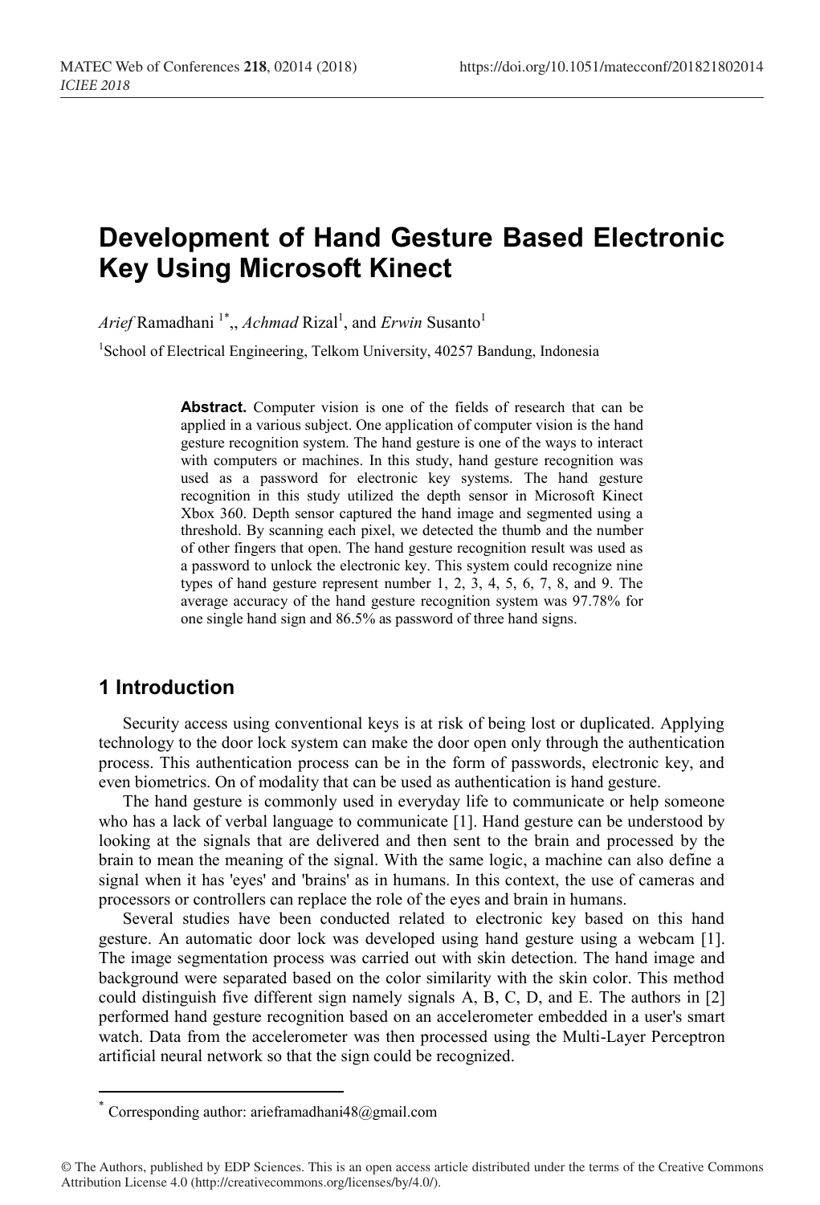# Development of Hand Gesture Based Electronic Key Using Microsoft Kinect

*Arief* Ramadhani [1*], *Achmad* Rizal[1], and *Erwin* Susanto[1]

[1]School of Electrical Engineering, Telkom University, 40257 Bandung, Indonesia

**Abstract.** Computer vision is one of the fields of research that can be applied in a various subject. One application of computer vision is the hand gesture recognition system. The hand gesture is one of the ways to interact with computers or machines. In this study, hand gesture recognition was used as a password for electronic key systems. The hand gesture recognition in this study utilized the depth sensor in Microsoft Kinect Xbox 360. Depth sensor captured the hand image and segmented using a threshold. By scanning each pixel, we detected the thumb and the number of other fingers that open. The hand gesture recognition result was used as a password to unlock the electronic key. This system could recognize nine types of hand gesture represent number 1, 2, 3, 4, 5, 6, 7, 8, and 9. The average accuracy of the hand gesture recognition system was 97.78% for one single hand sign and 86.5% as password of three hand signs.

## 1 Introduction

Security access using conventional keys is at risk of being lost or duplicated. Applying technology to the door lock system can make the door open only through the authentication process. This authentication process can be in the form of passwords, electronic key, and even biometrics. On of modality that can be used as authentication is hand gesture.

The hand gesture is commonly used in everyday life to communicate or help someone who has a lack of verbal language to communicate [1]. Hand gesture can be understood by looking at the signals that are delivered and then sent to the brain and processed by the brain to mean the meaning of the signal. With the same logic, a machine can also define a signal when it has 'eyes' and 'brains' as in humans. In this context, the use of cameras and processors or controllers can replace the role of the eyes and brain in humans.

Several studies have been conducted related to electronic key based on this hand gesture. An automatic door lock was developed using hand gesture using a webcam [1]. The image segmentation process was carried out with skin detection. The hand image and background were separated based on the color similarity with the skin color. This method could distinguish five different sign namely signals A, B, C, D, and E. The authors in [2] performed hand gesture recognition based on an accelerometer embedded in a user's smart watch. Data from the accelerometer was then processed using the Multi-Layer Perceptron artificial neural network so that the sign could be recognized.

[*] Corresponding author: arieframadhani48@gmail.com

© The Authors, published by EDP Sciences. This is an open access article distributed under the terms of the Creative Commons Attribution License 4.0 (http://creativecommons.org/licenses/by/4.0/).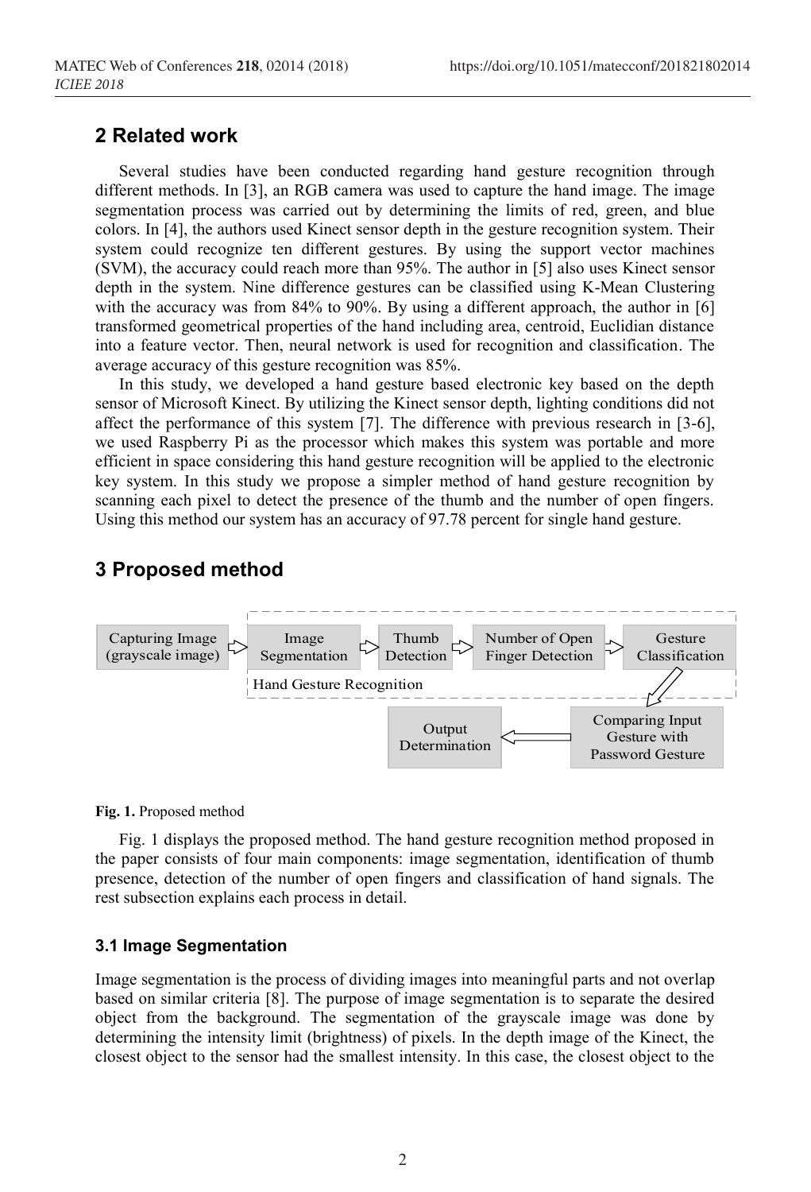## 2 Related work

Several studies have been conducted regarding hand gesture recognition through different methods. In [3], an RGB camera was used to capture the hand image. The image segmentation process was carried out by determining the limits of red, green, and blue colors. In [4], the authors used Kinect sensor depth in the gesture recognition system. Their system could recognize ten different gestures. By using the support vector machines (SVM), the accuracy could reach more than 95%. The author in [5] also uses Kinect sensor depth in the system. Nine difference gestures can be classified using K-Mean Clustering with the accuracy was from 84% to 90%. By using a different approach, the author in [6] transformed geometrical properties of the hand including area, centroid, Euclidian distance into a feature vector. Then, neural network is used for recognition and classification. The average accuracy of this gesture recognition was 85%.

In this study, we developed a hand gesture based electronic key based on the depth sensor of Microsoft Kinect. By utilizing the Kinect sensor depth, lighting conditions did not affect the performance of this system [7]. The difference with previous research in [3-6], we used Raspberry Pi as the processor which makes this system was portable and more efficient in space considering this hand gesture recognition will be applied to the electronic key system. In this study we propose a simpler method of hand gesture recognition by scanning each pixel to detect the presence of the thumb and the number of open fingers. Using this method our system has an accuracy of 97.78 percent for single hand gesture.

## 3 Proposed method

Capturing Image (grayscale image) → [Hand Gesture Recognition: Image Segmentation → Thumb Detection → Number of Open Finger Detection → Gesture Classification] → Comparing Input Gesture with Password Gesture → Output Determination

**Fig. 1.** Proposed method

Fig. 1 displays the proposed method. The hand gesture recognition method proposed in the paper consists of four main components: image segmentation, identification of thumb presence, detection of the number of open fingers and classification of hand signals. The rest subsection explains each process in detail.

### 3.1 Image Segmentation

Image segmentation is the process of dividing images into meaningful parts and not overlap based on similar criteria [8]. The purpose of image segmentation is to separate the desired object from the background. The segmentation of the grayscale image was done by determining the intensity limit (brightness) of pixels. In the depth image of the Kinect, the closest object to the sensor had the smallest intensity. In this case, the closest object to the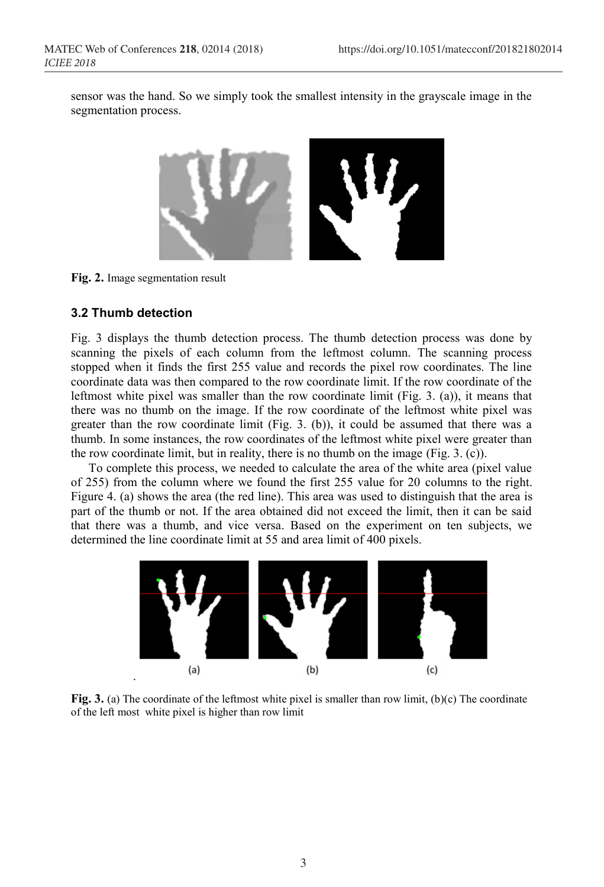sensor was the hand. So we simply took the smallest intensity in the grayscale image in the segmentation process.

**Fig. 2.** Image segmentation result

### 3.2 Thumb detection

Fig. 3 displays the thumb detection process. The thumb detection process was done by scanning the pixels of each column from the leftmost column. The scanning process stopped when it finds the first 255 value and records the pixel row coordinates. The line coordinate data was then compared to the row coordinate limit. If the row coordinate of the leftmost white pixel was smaller than the row coordinate limit (Fig. 3. (a)), it means that there was no thumb on the image. If the row coordinate of the leftmost white pixel was greater than the row coordinate limit (Fig. 3. (b)), it could be assumed that there was a thumb. In some instances, the row coordinates of the leftmost white pixel were greater than the row coordinate limit, but in reality, there is no thumb on the image (Fig. 3. (c)).

To complete this process, we needed to calculate the area of the white area (pixel value of 255) from the column where we found the first 255 value for 20 columns to the right. Figure 4. (a) shows the area (the red line). This area was used to distinguish that the area is part of the thumb or not. If the area obtained did not exceed the limit, then it can be said that there was a thumb, and vice versa. Based on the experiment on ten subjects, we determined the line coordinate limit at 55 and area limit of 400 pixels.

(a) (b) (c)

**Fig. 3.** (a) The coordinate of the leftmost white pixel is smaller than row limit, (b)(c) The coordinate of the left most white pixel is higher than row limit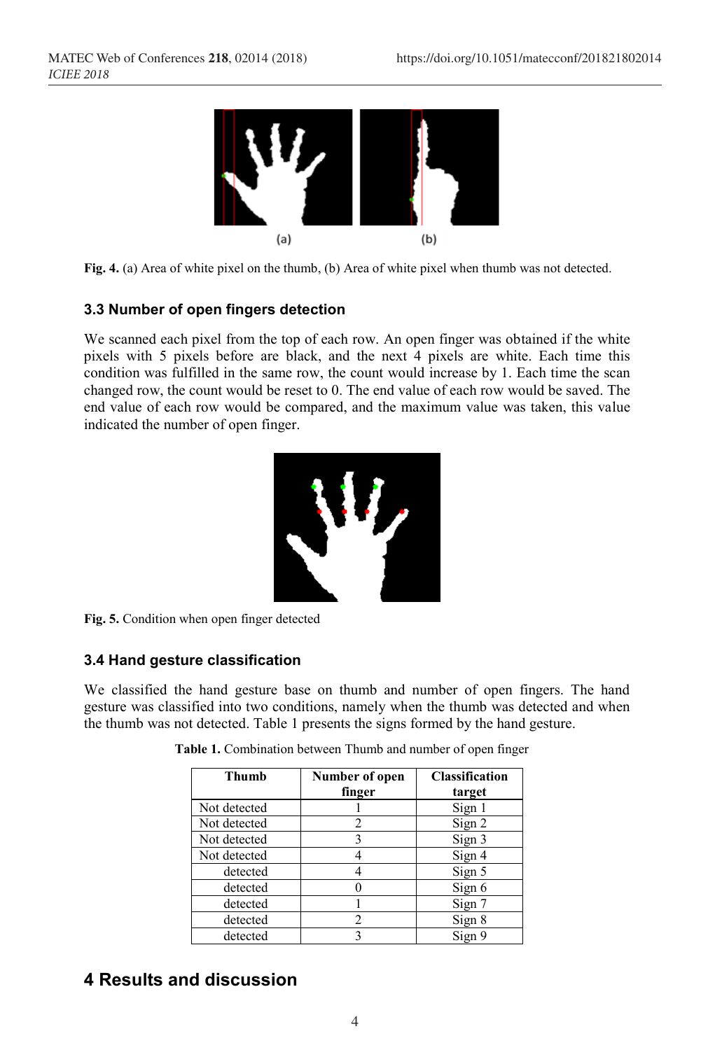Fig. 4. (a) Area of white pixel on the thumb, (b) Area of white pixel when thumb was not detected.

### 3.3 Number of open fingers detection

We scanned each pixel from the top of each row. An open finger was obtained if the white pixels with 5 pixels before are black, and the next 4 pixels are white. Each time this condition was fulfilled in the same row, the count would increase by 1. Each time the scan changed row, the count would be reset to 0. The end value of each row would be saved. The end value of each row would be compared, and the maximum value was taken, this value indicated the number of open finger.

Fig. 5. Condition when open finger detected

### 3.4 Hand gesture classification

We classified the hand gesture base on thumb and number of open fingers. The hand gesture was classified into two conditions, namely when the thumb was detected and when the thumb was not detected. Table 1 presents the signs formed by the hand gesture.

**Table 1.** Combination between Thumb and number of open finger

| Thumb | Number of open finger | Classification target |
|---|---|---|
| Not detected | 1 | Sign 1 |
| Not detected | 2 | Sign 2 |
| Not detected | 3 | Sign 3 |
| Not detected | 4 | Sign 4 |
| detected | 4 | Sign 5 |
| detected | 0 | Sign 6 |
| detected | 1 | Sign 7 |
| detected | 2 | Sign 8 |
| detected | 3 | Sign 9 |

## 4 Results and discussion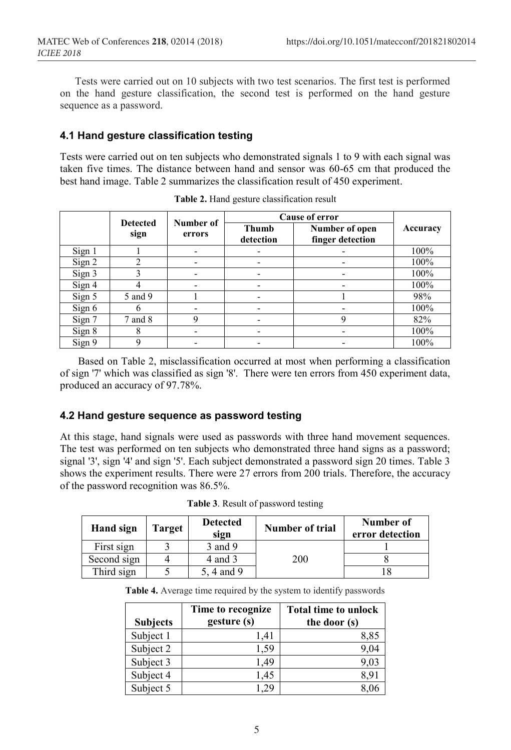Tests were carried out on 10 subjects with two test scenarios. The first test is performed on the hand gesture classification, the second test is performed on the hand gesture sequence as a password.

### 4.1 Hand gesture classification testing

Tests were carried out on ten subjects who demonstrated signals 1 to 9 with each signal was taken five times. The distance between hand and sensor was 60-65 cm that produced the best hand image. Table 2 summarizes the classification result of 450 experiment.

**Table 2.** Hand gesture classification result

| | Detected sign | Number of errors | Cause of error | | Accuracy |
|---|---|---|---|---|---|
| | | | Thumb detection | Number of open finger detection | |
| Sign 1 | 1 | - | - | - | 100% |
| Sign 2 | 2 | - | - | - | 100% |
| Sign 3 | 3 | - | - | - | 100% |
| Sign 4 | 4 | - | - | - | 100% |
| Sign 5 | 5 and 9 | 1 | - | 1 | 98% |
| Sign 6 | 6 | - | - | - | 100% |
| Sign 7 | 7 and 8 | 9 | - | 9 | 82% |
| Sign 8 | 8 | - | - | - | 100% |
| Sign 9 | 9 | - | - | - | 100% |

Based on Table 2, misclassification occurred at most when performing a classification of sign '7' which was classified as sign '8'. There were ten errors from 450 experiment data, produced an accuracy of 97.78%.

### 4.2 Hand gesture sequence as password testing

At this stage, hand signals were used as passwords with three hand movement sequences. The test was performed on ten subjects who demonstrated three hand signs as a password; signal '3', sign '4' and sign '5'. Each subject demonstrated a password sign 20 times. Table 3 shows the experiment results. There were 27 errors from 200 trials. Therefore, the accuracy of the password recognition was 86.5%.

**Table 3**. Result of password testing

| Hand sign | Target | Detected sign | Number of trial | Number of error detection |
|---|---|---|---|---|
| First sign | 3 | 3 and 9 | 200 | 1 |
| Second sign | 4 | 4 and 3 | | 8 |
| Third sign | 5 | 5, 4 and 9 | | 18 |

**Table 4.** Average time required by the system to identify passwords

| Subjects | Time to recognize gesture (s) | Total time to unlock the door (s) |
|---|---|---|
| Subject 1 | 1,41 | 8,85 |
| Subject 2 | 1,59 | 9,04 |
| Subject 3 | 1,49 | 9,03 |
| Subject 4 | 1,45 | 8,91 |
| Subject 5 | 1,29 | 8,06 |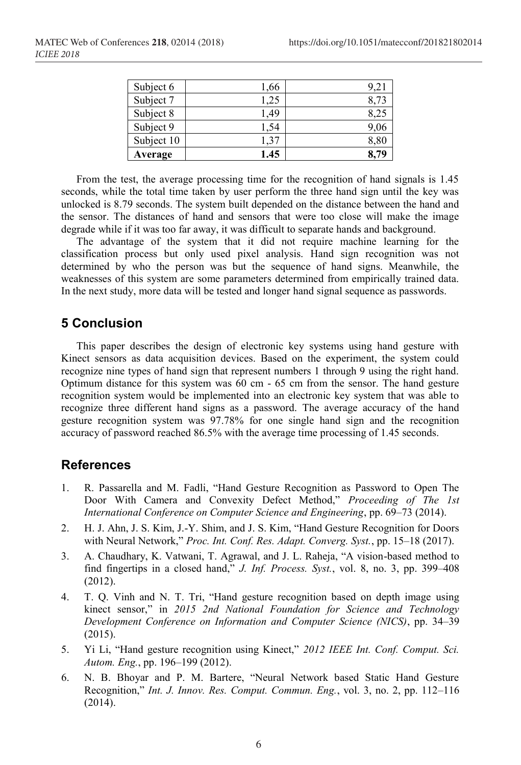| Subject 6 | 1,66 | 9,21 |
| --- | --- | --- |
| Subject 7 | 1,25 | 8,73 |
| Subject 8 | 1,49 | 8,25 |
| Subject 9 | 1,54 | 9,06 |
| Subject 10 | 1,37 | 8,80 |
| **Average** | **1.45** | **8,79** |

From the test, the average processing time for the recognition of hand signals is 1.45 seconds, while the total time taken by user perform the three hand sign until the key was unlocked is 8.79 seconds. The system built depended on the distance between the hand and the sensor. The distances of hand and sensors that were too close will make the image degrade while if it was too far away, it was difficult to separate hands and background.

The advantage of the system that it did not require machine learning for the classification process but only used pixel analysis. Hand sign recognition was not determined by who the person was but the sequence of hand signs. Meanwhile, the weaknesses of this system are some parameters determined from empirically trained data. In the next study, more data will be tested and longer hand signal sequence as passwords.

## 5 Conclusion

This paper describes the design of electronic key systems using hand gesture with Kinect sensors as data acquisition devices. Based on the experiment, the system could recognize nine types of hand sign that represent numbers 1 through 9 using the right hand. Optimum distance for this system was 60 cm - 65 cm from the sensor. The hand gesture recognition system would be implemented into an electronic key system that was able to recognize three different hand signs as a password. The average accuracy of the hand gesture recognition system was 97.78% for one single hand sign and the recognition accuracy of password reached 86.5% with the average time processing of 1.45 seconds.

## References

1. R. Passarella and M. Fadli, "Hand Gesture Recognition as Password to Open The Door With Camera and Convexity Defect Method," *Proceeding of The 1st International Conference on Computer Science and Engineering*, pp. 69–73 (2014).
2. H. J. Ahn, J. S. Kim, J.-Y. Shim, and J. S. Kim, "Hand Gesture Recognition for Doors with Neural Network," *Proc. Int. Conf. Res. Adapt. Converg. Syst.*, pp. 15–18 (2017).
3. A. Chaudhary, K. Vatwani, T. Agrawal, and J. L. Raheja, "A vision-based method to find fingertips in a closed hand," *J. Inf. Process. Syst.*, vol. 8, no. 3, pp. 399–408 (2012).
4. T. Q. Vinh and N. T. Tri, "Hand gesture recognition based on depth image using kinect sensor," in *2015 2nd National Foundation for Science and Technology Development Conference on Information and Computer Science (NICS)*, pp. 34–39 (2015).
5. Yi Li, "Hand gesture recognition using Kinect," *2012 IEEE Int. Conf. Comput. Sci. Autom. Eng.*, pp. 196–199 (2012).
6. N. B. Bhoyar and P. M. Bartere, "Neural Network based Static Hand Gesture Recognition," *Int. J. Innov. Res. Comput. Commun. Eng.*, vol. 3, no. 2, pp. 112–116 (2014).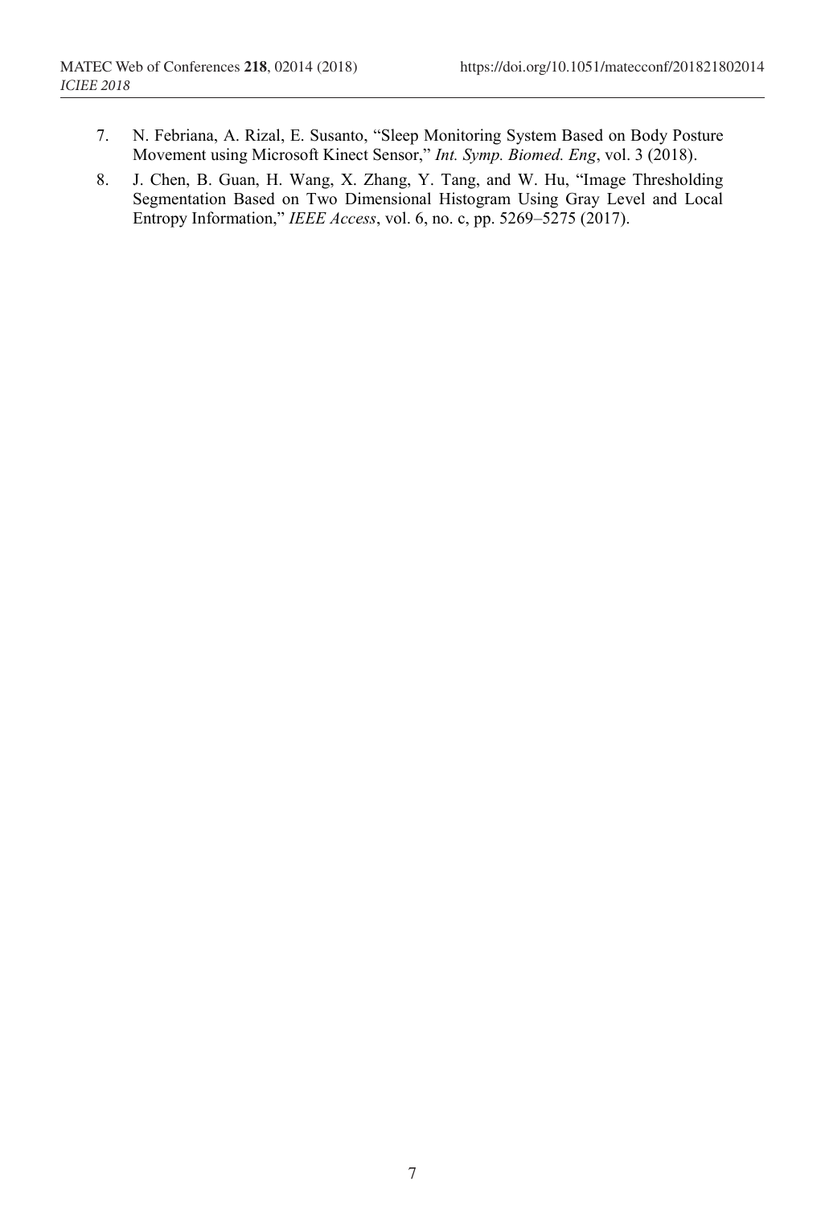7. N. Febriana, A. Rizal, E. Susanto, "Sleep Monitoring System Based on Body Posture Movement using Microsoft Kinect Sensor," *Int. Symp. Biomed. Eng*, vol. 3 (2018).
8. J. Chen, B. Guan, H. Wang, X. Zhang, Y. Tang, and W. Hu, "Image Thresholding Segmentation Based on Two Dimensional Histogram Using Gray Level and Local Entropy Information," *IEEE Access*, vol. 6, no. c, pp. 5269–5275 (2017).